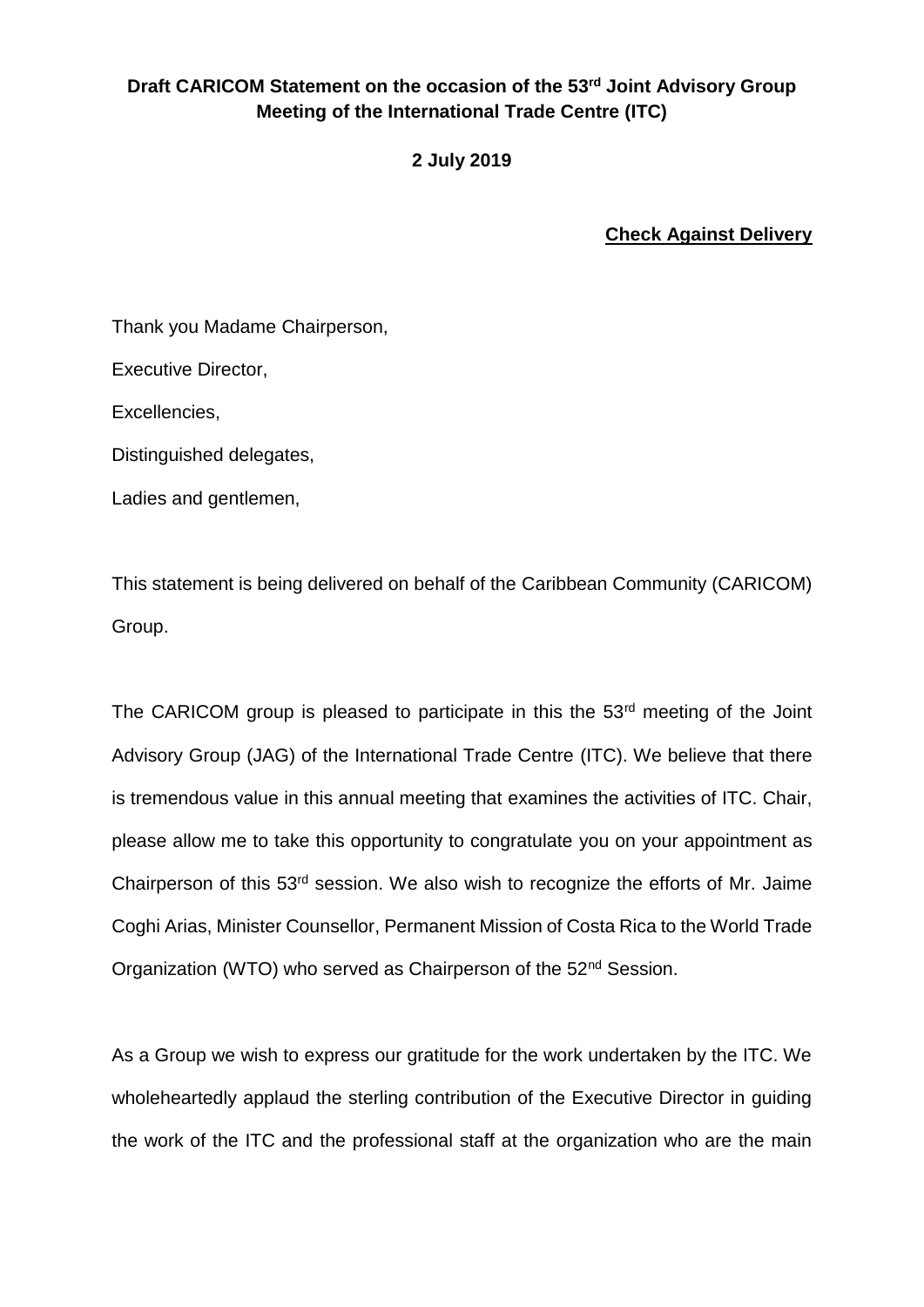**Draft CARICOM Statement on the occasion of the 53rd Joint Advisory Group Meeting of the International Trade Centre (ITC)**

**2 July 2019**

**Check Against Delivery**

Thank you Madame Chairperson,

Executive Director,

Excellencies,

Distinguished delegates,

Ladies and gentlemen,

This statement is being delivered on behalf of the Caribbean Community (CARICOM) Group.

The CARICOM group is pleased to participate in this the 53rd meeting of the Joint Advisory Group (JAG) of the International Trade Centre (ITC). We believe that there is tremendous value in this annual meeting that examines the activities of ITC. Chair, please allow me to take this opportunity to congratulate you on your appointment as Chairperson of this 53rd session. We also wish to recognize the efforts of Mr. Jaime Coghi Arias, Minister Counsellor, Permanent Mission of Costa Rica to the World Trade Organization (WTO) who served as Chairperson of the 52nd Session.

As a Group we wish to express our gratitude for the work undertaken by the ITC. We wholeheartedly applaud the sterling contribution of the Executive Director in guiding the work of the ITC and the professional staff at the organization who are the main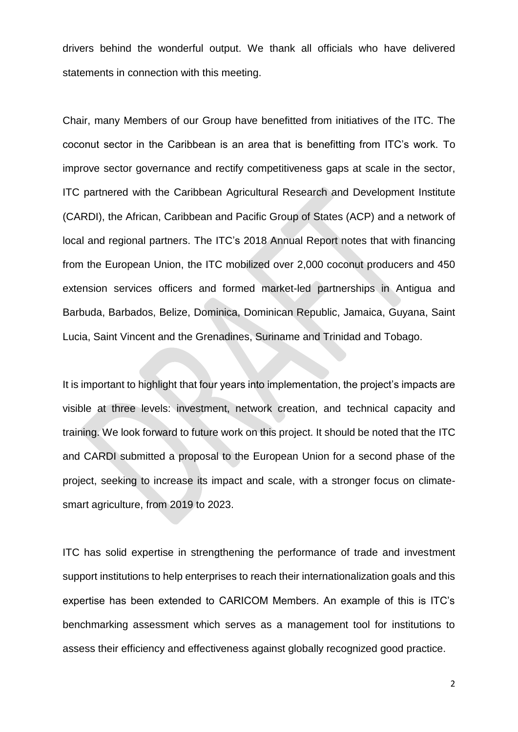drivers behind the wonderful output. We thank all officials who have delivered statements in connection with this meeting.

Chair, many Members of our Group have benefitted from initiatives of the ITC. The coconut sector in the Caribbean is an area that is benefitting from ITC's work. To improve sector governance and rectify competitiveness gaps at scale in the sector, ITC partnered with the Caribbean Agricultural Research and Development Institute (CARDI), the African, Caribbean and Pacific Group of States (ACP) and a network of local and regional partners. The ITC's 2018 Annual Report notes that with financing from the European Union, the ITC mobilized over 2,000 coconut producers and 450 extension services officers and formed market-led partnerships in Antigua and Barbuda, Barbados, Belize, Dominica, Dominican Republic, Jamaica, Guyana, Saint Lucia, Saint Vincent and the Grenadines, Suriname and Trinidad and Tobago.

It is important to highlight that four years into implementation, the project's impacts are visible at three levels: investment, network creation, and technical capacity and training. We look forward to future work on this project. It should be noted that the ITC and CARDI submitted a proposal to the European Union for a second phase of the project, seeking to increase its impact and scale, with a stronger focus on climate-smart agriculture, from 2019 to 2023.

ITC has solid expertise in strengthening the performance of trade and investment support institutions to help enterprises to reach their internationalization goals and this expertise has been extended to CARICOM Members. An example of this is ITC's benchmarking assessment which serves as a management tool for institutions to assess their efficiency and effectiveness against globally recognized good practice.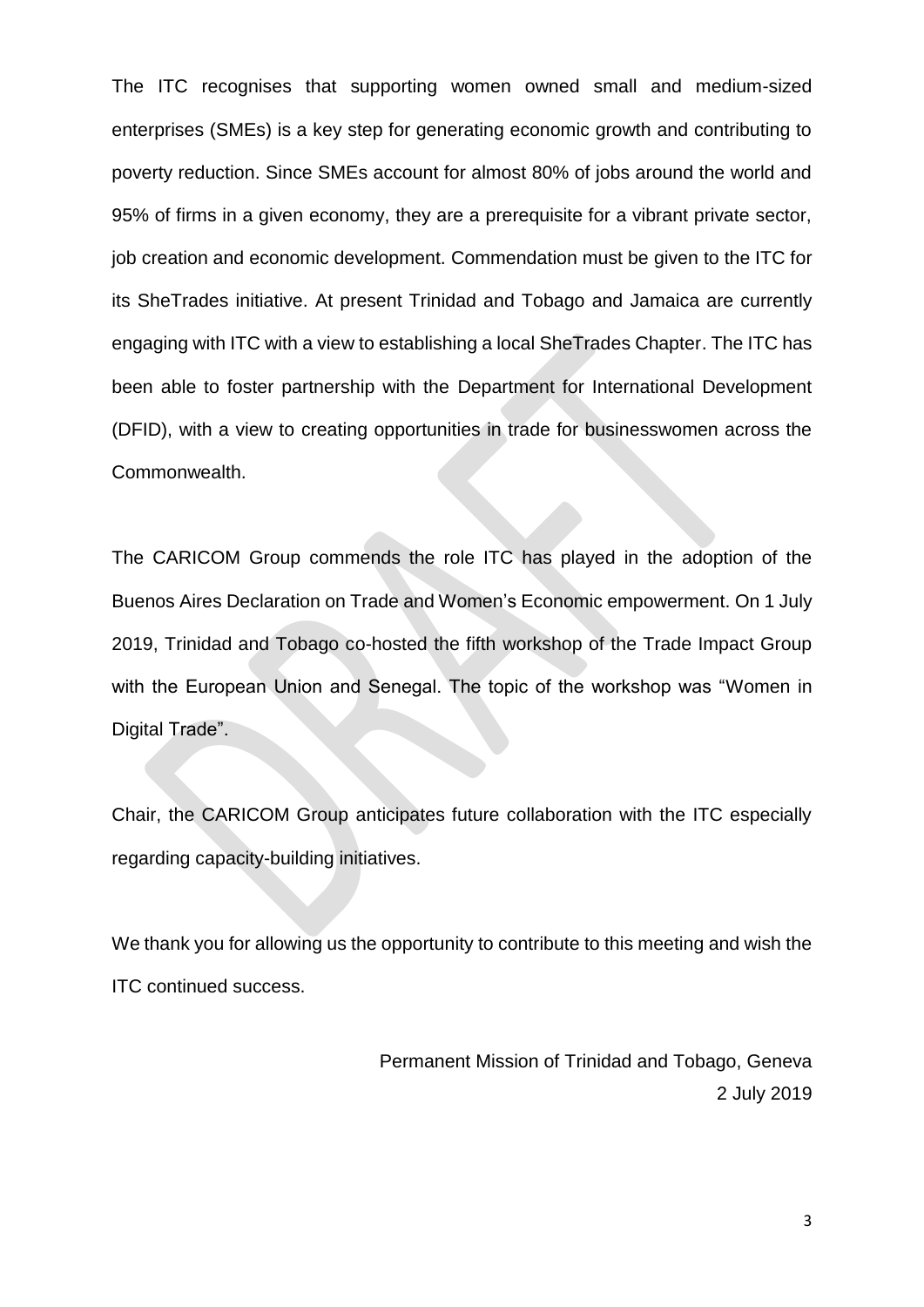The ITC recognises that supporting women owned small and medium-sized enterprises (SMEs) is a key step for generating economic growth and contributing to poverty reduction. Since SMEs account for almost 80% of jobs around the world and 95% of firms in a given economy, they are a prerequisite for a vibrant private sector, job creation and economic development. Commendation must be given to the ITC for its SheTrades initiative. At present Trinidad and Tobago and Jamaica are currently engaging with ITC with a view to establishing a local SheTrades Chapter. The ITC has been able to foster partnership with the Department for International Development (DFID), with a view to creating opportunities in trade for businesswomen across the Commonwealth.

The CARICOM Group commends the role ITC has played in the adoption of the Buenos Aires Declaration on Trade and Women's Economic empowerment. On 1 July 2019, Trinidad and Tobago co-hosted the fifth workshop of the Trade Impact Group with the European Union and Senegal. The topic of the workshop was "Women in Digital Trade".

Chair, the CARICOM Group anticipates future collaboration with the ITC especially regarding capacity-building initiatives.

We thank you for allowing us the opportunity to contribute to this meeting and wish the ITC continued success.

Permanent Mission of Trinidad and Tobago, Geneva
2 July 2019